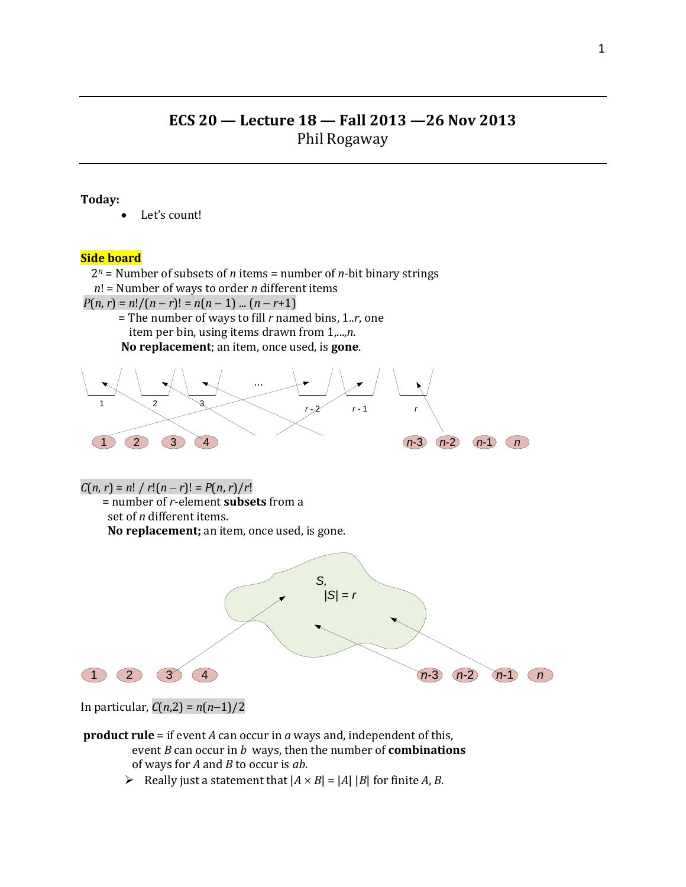# ECS 20 — Lecture 18 — Fall 2013 —26 Nov 2013

Phil Rogaway

**Today:**

- Let's count!

**Side board**

$2^n$ = Number of subsets of $n$ items = number of $n$-bit binary strings

$n!$ = Number of ways to order $n$ different items

$P(n, r) = n!/(n - r)! = n(n - 1) \ldots (n - r+1)$

= The number of ways to fill $r$ named bins, 1..$r$, one item per bin, using items drawn from 1,...,$n$.

**No replacement**; an item, once used, is **gone**.

$C(n, r) = n! / r!(n - r)! = P(n, r)/r!$

= number of $r$-element **subsets** from a set of $n$ different items.

**No replacement;** an item, once used, is gone.

In particular, $C(n,2) = n(n-1)/2$

**product rule** = if event $A$ can occur in $a$ ways and, independent of this, event $B$ can occur in $b$ ways, then the number of **combinations** of ways for $A$ and $B$ to occur is $ab$.

- Really just a statement that $|A \times B| = |A|\,|B|$ for finite $A$, $B$.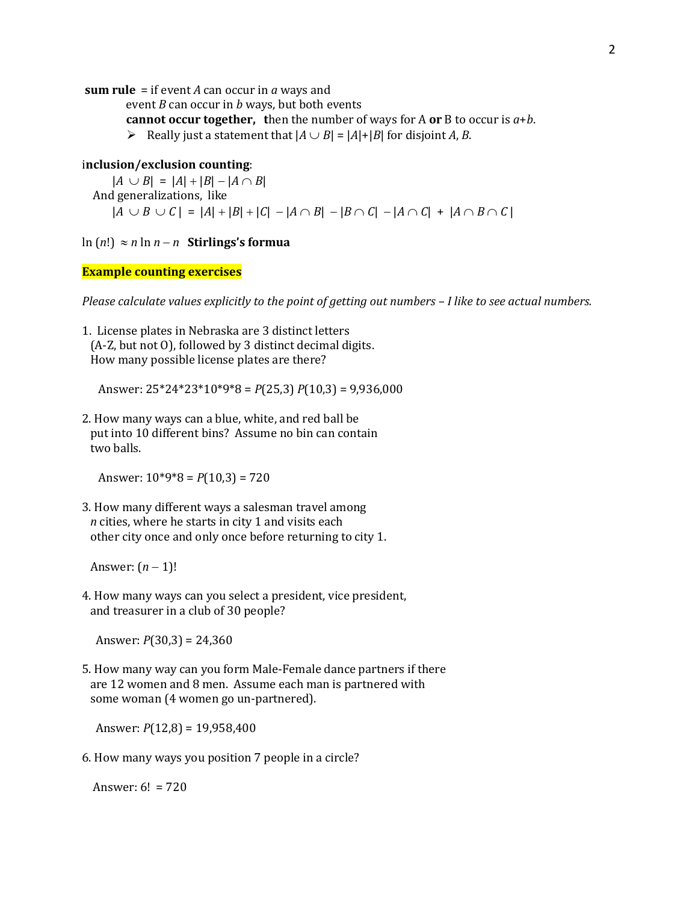**sum rule** = if event $A$ can occur in $a$ ways and event $B$ can occur in $b$ ways, but both events **cannot occur together, t**hen the number of ways for A **or** B to occur is $a+b$.

- Really just a statement that $|A \cup B| = |A|+|B|$ for disjoint $A$, $B$.

i**nclusion/exclusion counting**:

$$|A \cup B| = |A| + |B| - |A \cap B|$$

And generalizations, like

$$|A \cup B \cup C| = |A| + |B| + |C| - |A \cap B| - |B \cap C| - |A \cap C| + |A \cap B \cap C|$$

$\ln(n!) \approx n \ln n - n$ **Stirlings's formua**

**Example counting exercises**

*Please calculate values explicitly to the point of getting out numbers – I like to see actual numbers.*

1. License plates in Nebraska are 3 distinct letters (A-Z, but not O), followed by 3 distinct decimal digits. How many possible license plates are there?

   Answer: 25*24*23*10*9*8 = $P(25,3)\ P(10,3)$ = 9,936,000

2. How many ways can a blue, white, and red ball be put into 10 different bins? Assume no bin can contain two balls.

   Answer: 10*9*8 = $P(10,3)$ = 720

3. How many different ways a salesman travel among $n$ cities, where he starts in city 1 and visits each other city once and only once before returning to city 1.

   Answer: $(n-1)!$

4. How many ways can you select a president, vice president, and treasurer in a club of 30 people?

   Answer: $P(30,3)$ = 24,360

5. How many way can you form Male-Female dance partners if there are 12 women and 8 men. Assume each man is partnered with some woman (4 women go un-partnered).

   Answer: $P(12,8)$ = 19,958,400

6. How many ways you position 7 people in a circle?

   Answer: 6! = 720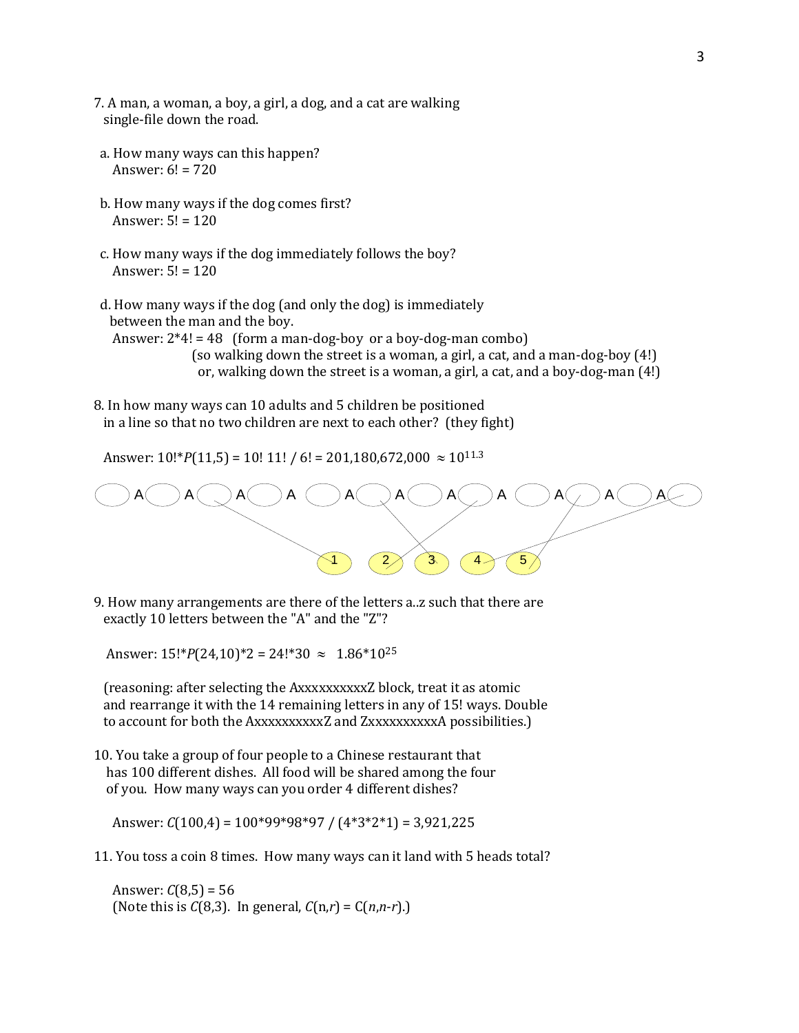7. A man, a woman, a boy, a girl, a dog, and a cat are walking single-file down the road.

   a. How many ways can this happen?
      Answer: $6! = 720$

   b. How many ways if the dog comes first?
      Answer: $5! = 120$

   c. How many ways if the dog immediately follows the boy?
      Answer: $5! = 120$

   d. How many ways if the dog (and only the dog) is immediately between the man and the boy.
      Answer: $2*4! = 48$ (form a man-dog-boy or a boy-dog-man combo)
      (so walking down the street is a woman, a girl, a cat, and a man-dog-boy (4!)
      or, walking down the street is a woman, a girl, a cat, and a boy-dog-man (4!)

8. In how many ways can 10 adults and 5 children be positioned in a line so that no two children are next to each other? (they fight)

   Answer: $10!*P(11,5) = 10!\ 11!\ /\ 6! = 201{,}180{,}672{,}000 \approx 10^{11.3}$

9. How many arrangements are there of the letters a..z such that there are exactly 10 letters between the "A" and the "Z"?

   Answer: $15!*P(24,10)*2 = 24!*30 \approx 1.86*10^{25}$

   (reasoning: after selecting the AxxxxxxxxxxZ block, treat it as atomic and rearrange it with the 14 remaining letters in any of 15! ways. Double to account for both the AxxxxxxxxxxZ and ZxxxxxxxxxxA possibilities.)

10. You take a group of four people to a Chinese restaurant that has 100 different dishes. All food will be shared among the four of you. How many ways can you order 4 different dishes?

    Answer: $C(100,4) = 100*99*98*97\ /\ (4*3*2*1) = 3{,}921{,}225$

11. You toss a coin 8 times. How many ways can it land with 5 heads total?

    Answer: $C(8,5) = 56$
    (Note this is $C(8,3)$. In general, $C(n,r) = C(n,n-r)$.)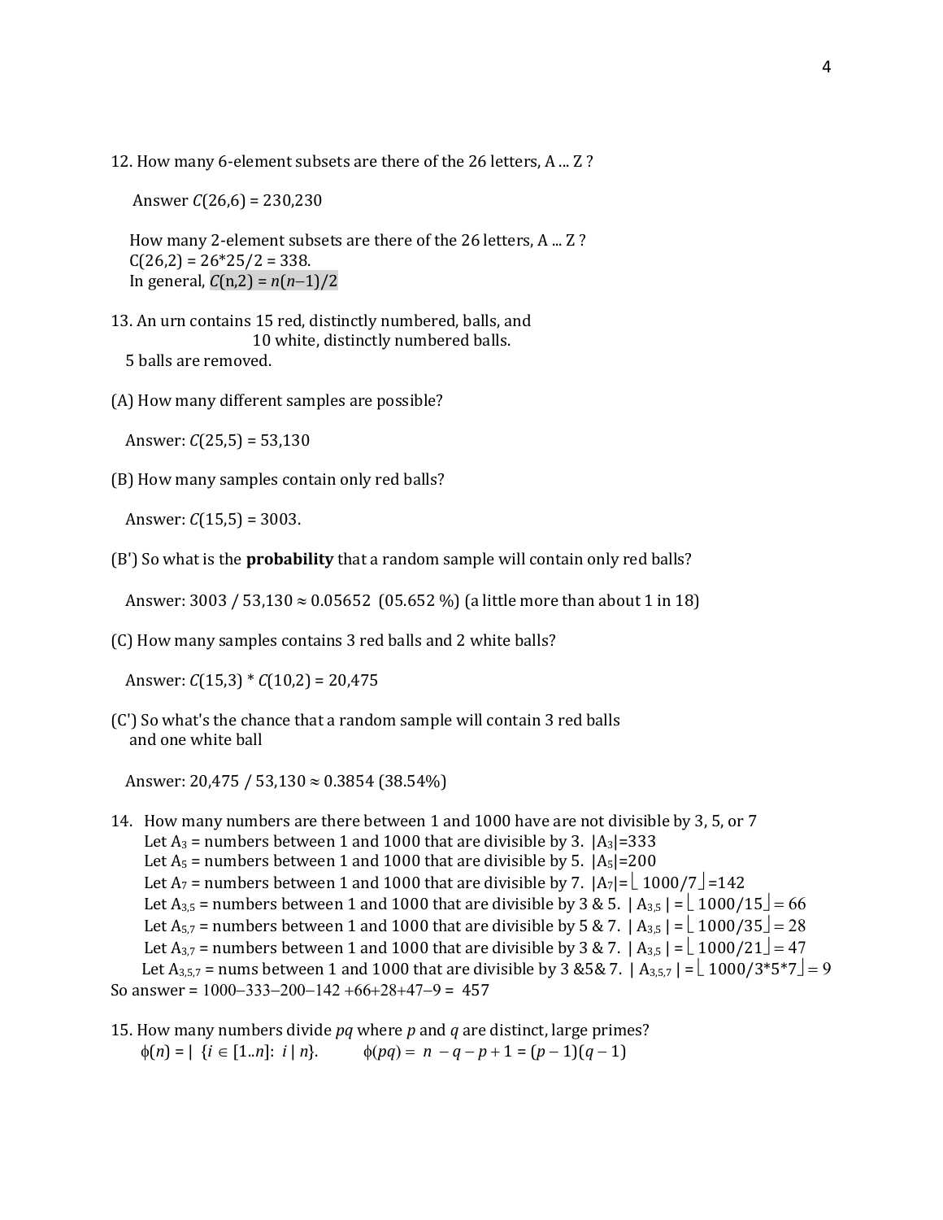12. How many 6-element subsets are there of the 26 letters, A ... Z ?

Answer $C(26,6) = 230{,}230$

How many 2-element subsets are there of the 26 letters, A ... Z ?
$C(26,2) = 26*25/2 = 338$.
In general, $C(n,2) = n(n-1)/2$

13. An urn contains 15 red, distinctly numbered, balls, and
10 white, distinctly numbered balls.
5 balls are removed.

(A) How many different samples are possible?

Answer: $C(25,5) = 53{,}130$

(B) How many samples contain only red balls?

Answer: $C(15,5) = 3003$.

(B') So what is the **probability** that a random sample will contain only red balls?

Answer: $3003 / 53{,}130 \approx 0.05652$ (05.652 %) (a little more than about 1 in 18)

(C) How many samples contains 3 red balls and 2 white balls?

Answer: $C(15,3) * C(10,2) = 20{,}475$

(C') So what's the chance that a random sample will contain 3 red balls
and one white ball

Answer: $20{,}475 / 53{,}130 \approx 0.3854$ (38.54%)

14. How many numbers are there between 1 and 1000 have are not divisible by 3, 5, or 7
Let $A_3$ = numbers between 1 and 1000 that are divisible by 3. $|A_3|=333$
Let $A_5$ = numbers between 1 and 1000 that are divisible by 5. $|A_5|=200$
Let $A_7$ = numbers between 1 and 1000 that are divisible by 7. $|A_7|=\lfloor 1000/7 \rfloor=142$
Let $A_{3,5}$ = numbers between 1 and 1000 that are divisible by 3 & 5. $|A_{3,5}| = \lfloor 1000/15 \rfloor = 66$
Let $A_{5,7}$ = numbers between 1 and 1000 that are divisible by 5 & 7. $|A_{3,5}| = \lfloor 1000/35 \rfloor = 28$
Let $A_{3,7}$ = numbers between 1 and 1000 that are divisible by 3 & 7. $|A_{3,5}| = \lfloor 1000/21 \rfloor = 47$
Let $A_{3,5,7}$ = nums between 1 and 1000 that are divisible by 3 &5& 7. $|A_{3,5,7}| = \lfloor 1000/3*5*7 \rfloor = 9$
So answer = $1000-333-200-142+66+28+47-9 = 457$

15. How many numbers divide $pq$ where $p$ and $q$ are distinct, large primes?
$\phi(n) = |\ \{i \in [1..n]:\ i \mid n\}$. $\quad \phi(pq) = n - q - p + 1 = (p-1)(q-1)$